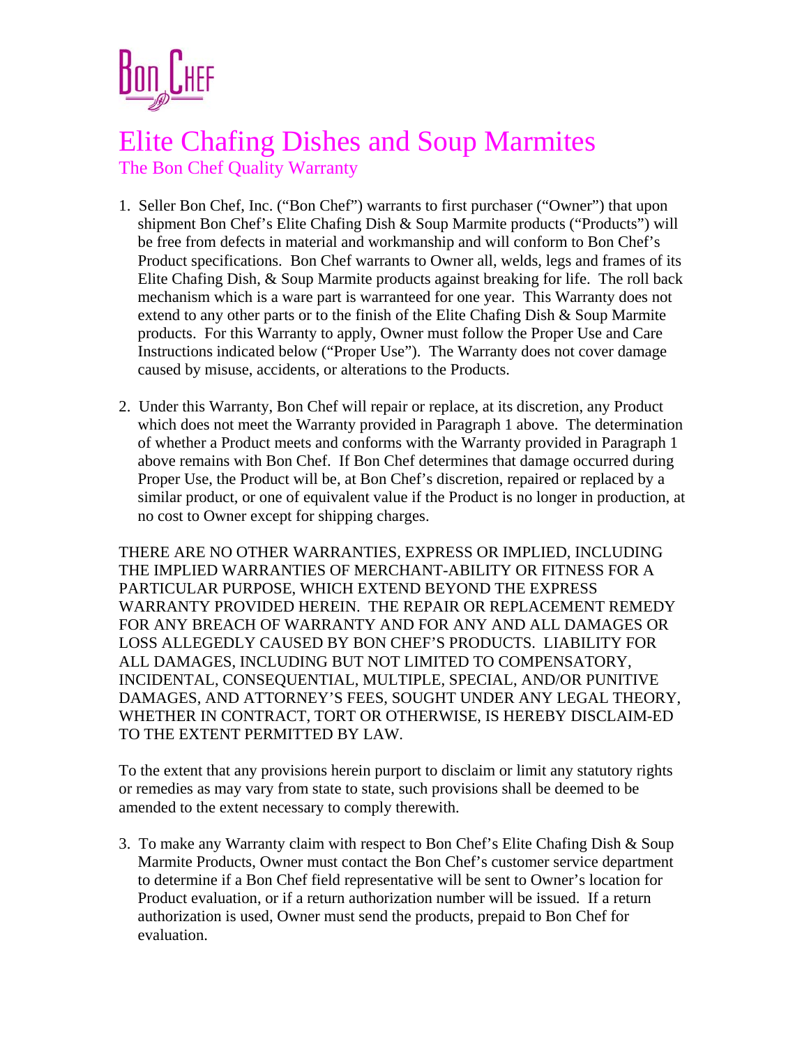Bon Chef

# Elite Chafing Dishes and Soup Marmites

## The Bon Chef Quality Warranty

1. Seller Bon Chef, Inc. ("Bon Chef") warrants to first purchaser ("Owner") that upon shipment Bon Chef's Elite Chafing Dish & Soup Marmite products ("Products") will be free from defects in material and workmanship and will conform to Bon Chef's Product specifications. Bon Chef warrants to Owner all, welds, legs and frames of its Elite Chafing Dish, & Soup Marmite products against breaking for life. The roll back mechanism which is a ware part is warranteed for one year. This Warranty does not extend to any other parts or to the finish of the Elite Chafing Dish & Soup Marmite products. For this Warranty to apply, Owner must follow the Proper Use and Care Instructions indicated below ("Proper Use"). The Warranty does not cover damage caused by misuse, accidents, or alterations to the Products.

2. Under this Warranty, Bon Chef will repair or replace, at its discretion, any Product which does not meet the Warranty provided in Paragraph 1 above. The determination of whether a Product meets and conforms with the Warranty provided in Paragraph 1 above remains with Bon Chef. If Bon Chef determines that damage occurred during Proper Use, the Product will be, at Bon Chef's discretion, repaired or replaced by a similar product, or one of equivalent value if the Product is no longer in production, at no cost to Owner except for shipping charges.

THERE ARE NO OTHER WARRANTIES, EXPRESS OR IMPLIED, INCLUDING THE IMPLIED WARRANTIES OF MERCHANT-ABILITY OR FITNESS FOR A PARTICULAR PURPOSE, WHICH EXTEND BEYOND THE EXPRESS WARRANTY PROVIDED HEREIN. THE REPAIR OR REPLACEMENT REMEDY FOR ANY BREACH OF WARRANTY AND FOR ANY AND ALL DAMAGES OR LOSS ALLEGEDLY CAUSED BY BON CHEF'S PRODUCTS. LIABILITY FOR ALL DAMAGES, INCLUDING BUT NOT LIMITED TO COMPENSATORY, INCIDENTAL, CONSEQUENTIAL, MULTIPLE, SPECIAL, AND/OR PUNITIVE DAMAGES, AND ATTORNEY'S FEES, SOUGHT UNDER ANY LEGAL THEORY, WHETHER IN CONTRACT, TORT OR OTHERWISE, IS HEREBY DISCLAIM-ED TO THE EXTENT PERMITTED BY LAW.

To the extent that any provisions herein purport to disclaim or limit any statutory rights or remedies as may vary from state to state, such provisions shall be deemed to be amended to the extent necessary to comply therewith.

3. To make any Warranty claim with respect to Bon Chef's Elite Chafing Dish & Soup Marmite Products, Owner must contact the Bon Chef's customer service department to determine if a Bon Chef field representative will be sent to Owner's location for Product evaluation, or if a return authorization number will be issued. If a return authorization is used, Owner must send the products, prepaid to Bon Chef for evaluation.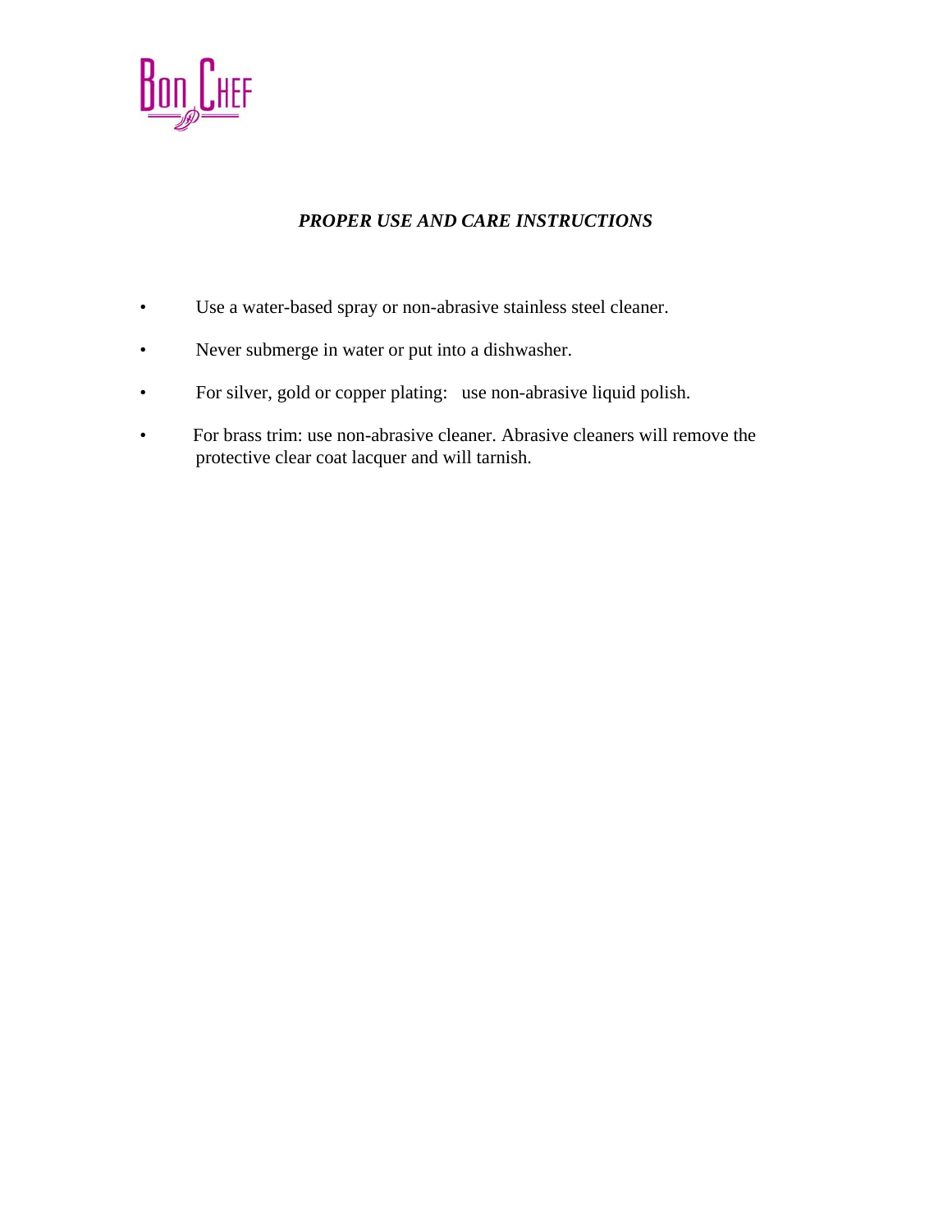Bon Chef

***PROPER USE AND CARE INSTRUCTIONS***

- Use a water-based spray or non-abrasive stainless steel cleaner.
- Never submerge in water or put into a dishwasher.
- For silver, gold or copper plating: use non-abrasive liquid polish.
- For brass trim: use non-abrasive cleaner. Abrasive cleaners will remove the protective clear coat lacquer and will tarnish.